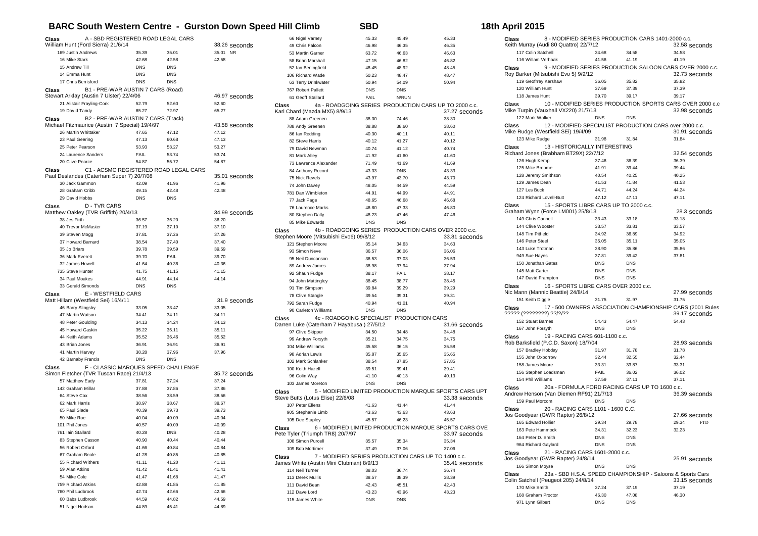# BARC South Western Centre - Gurston Down Speed Hill Climb SBD 18th April 2015

## Class A - SBD REGISTERED ROAD LEGAL CARS

William Hunt (Ford Sierra) 21/6/14 — 38.26 seconds

| Driver | Run 1 | Run 2 | Best | |
|---|---|---|---|---|
| 169 Justin Andrews | 35.39 | 35.01 | 35.01 | NR |
| 16 Mike Stark | 42.68 | 42.58 | 42.58 | |
| 15 Andrew Till | DNS | DNS | | |
| 14 Emma Hunt | DNS | DNS | | |
| 17 Chris Berrisford | DNS | DNS | | |

## Class B1 - PRE-WAR AUSTIN 7 CARS (Road)

Stewart Arklay (Austin 7 Ulster) 22/4/06 — 46.97 seconds

| Driver | Run 1 | Run 2 | Best |
|---|---|---|---|
| 21 Alistair Frayling-Cork | 52.79 | 52.60 | 52.60 |
| 19 David Tandy | 65.27 | 72.97 | 65.27 |

## Class B2 - PRE-WAR AUSTIN 7 CARS (Track)

Michael Fitzmaurice (Austin 7 Special) 19/4/97 — 43.58 seconds

| Driver | Run 1 | Run 2 | Best |
|---|---|---|---|
| 26 Martin Whittaker | 47.65 | 47.12 | 47.12 |
| 23 Paul Geering | 47.13 | 60.68 | 47.13 |
| 25 Peter Pearson | 53.93 | 53.27 | 53.27 |
| 24 Laurence Sanders | FAIL | 53.74 | 53.74 |
| 20 Clive Pearce | 54.87 | 55.72 | 54.87 |

## Class C1 - ACSMC REGISTERED ROAD LEGAL CARS

Paul Deslandes (Caterham Super 7) 20/7/08 — 35.01 seconds

| Driver | Run 1 | Run 2 | Best |
|---|---|---|---|
| 30 Jack Gammon | 42.09 | 41.96 | 41.96 |
| 28 Graham Cribb | 49.15 | 42.48 | 42.48 |
| 29 David Hobbs | DNS | DNS | |

## Class D - TVR CARS

Matthew Oakley (TVR Griffith) 20/4/13 — 34.99 seconds

| Driver | Run 1 | Run 2 | Best |
|---|---|---|---|
| 38 Jes Firth | 36.57 | 36.20 | 36.20 |
| 40 Trevor McMaster | 37.19 | 37.10 | 37.10 |
| 39 Steven Mogg | 37.81 | 37.26 | 37.26 |
| 37 Howard Barnard | 38.54 | 37.40 | 37.40 |
| 35 Jo Briars | 39.78 | 39.59 | 39.59 |
| 36 Mark Everett | 39.70 | FAIL | 39.70 |
| 32 James Howell | 41.64 | 40.36 | 40.36 |
| 735 Steve Hunter | 41.75 | 41.15 | 41.15 |
| 34 Paul Moakes | 44.91 | 44.14 | 44.14 |
| 33 Gerald Simonds | DNS | DNS | |

## Class E - WESTFIELD CARS

Matt Hillam (Westfield Sei) 16/4/11 — 31.9 seconds

| Driver | Run 1 | Run 2 | Best |
|---|---|---|---|
| 46 Barry Slingsby | 33.05 | 33.47 | 33.05 |
| 47 Martin Watson | 34.41 | 34.11 | 34.11 |
| 48 Peter Goulding | 34.13 | 34.24 | 34.13 |
| 45 Howard Gaskin | 35.22 | 35.11 | 35.11 |
| 44 Keith Adams | 35.52 | 36.46 | 35.52 |
| 43 Brian Jones | 36.91 | 36.91 | 36.91 |
| 41 Martin Harvey | 38.28 | 37.96 | 37.96 |
| 42 Barnaby Francis | DNS | DNS | |

## Class F - CLASSIC MARQUES SPEED CHALLENGE

Simon Fletcher (TVR Tuscan Race) 21/4/13 — 35.72 seconds

| Driver | Run 1 | Run 2 | Best |
|---|---|---|---|
| 57 Matthew Eady | 37.81 | 37.24 | 37.24 |
| 142 Graham Millar | 37.88 | 37.86 | 37.86 |
| 64 Steve Cox | 38.56 | 38.59 | 38.56 |
| 62 Mark Harris | 38.97 | 38.67 | 38.67 |
| 65 Paul Slade | 40.39 | 39.73 | 39.73 |
| 50 Mike Roe | 40.04 | 40.09 | 40.04 |
| 101 Phil Jones | 40.57 | 40.09 | 40.09 |
| 761 Iain Stallard | 40.28 | DNS | 40.28 |
| 83 Stephen Casson | 40.90 | 40.44 | 40.44 |
| 56 Robert Orford | 41.66 | 40.84 | 40.84 |
| 67 Graham Beale | 41.28 | 40.85 | 40.85 |
| 55 Richard Withers | 41.11 | 41.20 | 41.11 |
| 59 Alan Atkins | 41.42 | 41.41 | 41.41 |
| 54 Mike Cole | 41.47 | 41.68 | 41.47 |
| 759 Richard Atkins | 42.88 | 41.85 | 41.85 |
| 760 Phil Ludbrook | 42.74 | 42.66 | 42.66 |
| 60 Babs Ludbrook | 44.59 | 44.82 | 44.59 |
| 51 Nigel Hodson | 44.89 | 45.41 | 44.89 |
| 66 Nigel Varney | 45.33 | 45.49 | 45.33 |
| 49 Chris Falcon | 46.98 | 46.35 | 46.35 |
| 53 Martin Garner | 63.72 | 46.63 | 46.63 |
| 58 Brian Marshall | 47.15 | 46.82 | 46.82 |
| 52 Ian Beningfield | 48.45 | 48.92 | 48.45 |
| 106 Richard Wade | 50.23 | 48.47 | 48.47 |
| 63 Terry Drinkwater | 50.94 | 54.09 | 50.94 |
| 767 Robert Pallett | DNS | DNS | |
| 61 Geoff Stallard | FAIL | N/RUN | |

## Class 4a - ROADGOING SERIES PRODUCTION CARS UP TO 2000 c.c.

Karl Chard (Mazda MX5) 8/9/13 — 37.27 seconds

| Driver | Run 1 | Run 2 | Best |
|---|---|---|---|
| 88 Adam Greenen | 38.30 | 74.46 | 38.30 |
| 788 Andy Greenen | 38.88 | 38.60 | 38.60 |
| 86 Ian Redding | 40.30 | 40.11 | 40.11 |
| 82 Steve Harris | 40.12 | 41.27 | 40.12 |
| 79 David Newman | 40.74 | 41.12 | 40.74 |
| 81 Mark Alley | 41.92 | 41.60 | 41.60 |
| 73 Lawrence Alexander | 71.49 | 41.69 | 41.69 |
| 84 Anthony Record | 43.33 | DNS | 43.33 |
| 75 Nick Revels | 43.97 | 43.70 | 43.70 |
| 74 John Davey | 48.05 | 44.59 | 44.59 |
| 781 Dan Wimbleton | 44.91 | 44.99 | 44.91 |
| 77 Jack Page | 48.65 | 46.68 | 46.68 |
| 76 Laurence Marks | 46.80 | 47.33 | 46.80 |
| 80 Stephen Dally | 48.23 | 47.46 | 47.46 |
| 85 Mike Edwards | DNS | DNS | |

## Class 4b - ROADGOING SERIES PRODUCTION CARS OVER 2000 c.c.

Stephen Moore (Mitsubishi Evo6) 09/8/12 — 33.81 seconds

| Driver | Run 1 | Run 2 | Best |
|---|---|---|---|
| 121 Stephen Moore | 35.14 | 34.63 | 34.63 |
| 93 Simon Neve | 36.57 | 36.06 | 36.06 |
| 95 Neil Duncanson | 36.53 | 37.03 | 36.53 |
| 89 Andrew James | 38.98 | 37.94 | 37.94 |
| 92 Shaun Fudge | 38.17 | FAIL | 38.17 |
| 94 John Mattingley | 38.45 | 38.77 | 38.45 |
| 91 Tim Simpson | 39.84 | 39.29 | 39.29 |
| 78 Clive Stangle | 39.54 | 39.31 | 39.31 |
| 792 Sarah Fudge | 40.94 | 41.01 | 40.94 |
| 90 Carleton Williams | DNS | DNS | |

## Class 4c - ROADGOING SPECIALIST PRODUCTION CARS

Darren Luke (Caterham 7 Hayabusa ) 27/5/12 — 31.66 seconds

| Driver | Run 1 | Run 2 | Best |
|---|---|---|---|
| 97 Clive Skipper | 34.50 | 34.48 | 34.48 |
| 99 Andrew Forsyth | 35.21 | 34.75 | 34.75 |
| 104 Mike Williams | 35.58 | 36.15 | 35.58 |
| 98 Adrian Lewis | 35.87 | 35.65 | 35.65 |
| 102 Mark Schlanker | 38.54 | 37.85 | 37.85 |
| 100 Keith Hazell | 39.51 | 39.41 | 39.41 |
| 96 Colin Way | 41.10 | 40.13 | 40.13 |
| 103 James Moreton | DNS | DNS | |

## Class 5 - MODIFIED LIMITED PRODUCTION MARQUE SPORTS CARS UPT

Steve Butts (Lotus Elise) 22/6/08 — 33.38 seconds

| Driver | Run 1 | Run 2 | Best |
|---|---|---|---|
| 107 Peter Ellens | 41.63 | 41.44 | 41.44 |
| 905 Stephanie Limb | 43.63 | 43.63 | 43.63 |
| 105 Dee Stapley | 45.57 | 46.23 | 45.57 |

## Class 6 - MODIFIED LIMITED PRODUCTION MARQUE SPORTS CARS OVE

Pete Tyler (Triumph TR8) 20/7/97 — 33.97 seconds

| Driver | Run 1 | Run 2 | Best |
|---|---|---|---|
| 108 Simon Purcell | 35.57 | 35.34 | 35.34 |
| 109 Bob Mortimer | 37.49 | 37.06 | 37.06 |

## Class 7 - MODIFIED SERIES PRODUCTION CARS UP TO 1400 c.c.

James White (Austin Mini Clubman) 8/9/13 — 35.41 seconds

| Driver | Run 1 | Run 2 | Best |
|---|---|---|---|
| 114 Neil Turner | 38.03 | 36.74 | 36.74 |
| 113 Derek Mullis | 38.57 | 38.39 | 38.39 |
| 111 David Bean | 42.43 | 45.51 | 42.43 |
| 112 Dave Lord | 43.23 | 43.96 | 43.23 |
| 115 James White | DNS | DNS | |

## Class 8 - MODIFIED SERIES PRODUCTION CARS 1401-2000 c.c.

Keith Murray (Audi 80 Quattro) 22/7/12 — 32.58 seconds

| Driver | Run 1 | Run 2 | Best |
|---|---|---|---|
| 117 Colin Satchell | 34.68 | 34.58 | 34.58 |
| 116 Willam Verhaak | 41.56 | 41.19 | 41.19 |

## Class 9 - MODIFIED SERIES PRODUCTION SALOON CARS OVER 2000 c.c.

Roy Barker (Mitsubishi Evo 5) 9/9/12 — 32.73 seconds

| Driver | Run 1 | Run 2 | Best |
|---|---|---|---|
| 119 Geoffrey Kershaw | 36.05 | 35.82 | 35.82 |
| 120 William Hunt | 37.69 | 37.39 | 37.39 |
| 118 James Hunt | 39.70 | 39.17 | 39.17 |

## Class 10 - MODIFIED SERIES PRODUCTION SPORTS CARS OVER 2000 c.c

Mike Turpin (Vauxhall VX220) 21/7/13 — 32.98 seconds

| Driver | Run 1 | Run 2 | Best |
|---|---|---|---|
| 122 Mark Walker | DNS | DNS | |

## Class 12 - MODIFIED SPECIALIST PRODUCTION CARS over 2000 c.c.

Mike Rudge (Westfield SEi) 19/4/09 — 30.91 seconds

| Driver | Run 1 | Run 2 | Best |
|---|---|---|---|
| 123 Mike Rudge | 31.98 | 31.84 | 31.84 |

## Class 13 - HISTORICALLY INTERESTING

Richard Jones (Brabham BT29X) 22/7/12 — 32.54 seconds

| Driver | Run 1 | Run 2 | Best |
|---|---|---|---|
| 126 Hugh Kemp | 37.46 | 36.39 | 36.39 |
| 125 Mike Broome | 41.91 | 39.44 | 39.44 |
| 128 Jeremy Smithson | 40.54 | 40.25 | 40.25 |
| 129 James Dean | 41.53 | 41.84 | 41.53 |
| 127 Les Buck | 44.71 | 44.24 | 44.24 |
| 124 Richard Lovell-Butt | 47.12 | 47.11 | 47.11 |

## Class 15 - SPORTS LIBRE CARS UP TO 2000 c.c.

Graham Wynn (Force LM001) 25/8/13 — 28.3 seconds

| Driver | Run 1 | Run 2 | Best |
|---|---|---|---|
| 149 Chris Cannell | 33.43 | 33.18 | 33.18 |
| 144 Clive Wooster | 33.57 | 33.81 | 33.57 |
| 148 Tim Pitfield | 34.92 | 36.89 | 34.92 |
| 146 Peter Steel | 35.05 | 35.11 | 35.05 |
| 143 Luke Trotman | 38.90 | 35.86 | 35.86 |
| 949 Sue Hayes | 37.81 | 39.42 | 37.81 |
| 150 Jonathan Gates | DNS | DNS | |
| 145 Matt Carter | DNS | DNS | |
| 147 David Frampton | DNS | DNS | |

## Class 16 - SPORTS LIBRE CARS OVER 2000 c.c.

Nic Mann (Mannic Beattie) 24/8/14 — 27.99 seconds

| Driver | Run 1 | Run 2 | Best |
|---|---|---|---|
| 151 Keith Diggle | 31.75 | 31.97 | 31.75 |

## Class 17 - 500 OWNERS ASSOCIATION CHAMPIONSHIP CARS (2001 Rules

????? (????????) ??/?/?? — 39.17 seconds

| Driver | Run 1 | Run 2 | Best |
|---|---|---|---|
| 152 Stuart Barnes | 54.43 | 54.47 | 54.43 |
| 167 John Forsyth | DNS | DNS | |

## Class 19 - RACING CARS 601-1100 c.c.

Rob Barksfield (P.C.D. Saxon) 18/7/04 — 28.93 seconds

| Driver | Run 1 | Run 2 | Best |
|---|---|---|---|
| 157 Bradley Hobday | 31.97 | 31.78 | 31.78 |
| 155 John Oxborrow | 32.44 | 32.55 | 32.44 |
| 158 James Moore | 33.31 | 33.87 | 33.31 |
| 156 Stephen Loadsman | FAIL | 36.02 | 36.02 |
| 154 Phil Williams | 37.59 | 37.11 | 37.11 |

## Class 20a - FORMULA FORD RACING CARS UP TO 1600 c.c.

Andrew Henson (Van Diemen RF91) 21/7/13 — 36.39 seconds

| Driver | Run 1 | Run 2 | Best |
|---|---|---|---|
| 159 Paul Morcom | DNS | DNS | |

## Class 20 - RACING CARS 1101 - 1600 C.C.

Jos Goodyear (GWR Raptor) 26/8/12 — 27.66 seconds

| Driver | Run 1 | Run 2 | Best | |
|---|---|---|---|---|
| 165 Edward Hollier | 29.34 | 29.78 | 29.34 | FTD |
| 163 Pete Hammock | 34.31 | 32.23 | 32.23 | |
| 164 Peter D. Smith | DNS | DNS | | |
| 964 Richard Gaylard | DNS | DNS | | |

## Class 21 - RACING CARS 1601-2000 c.c.

Jos Goodyear (GWR Rapter) 24/8/14 — 25.91 seconds

| Driver | Run 1 | Run 2 | Best |
|---|---|---|---|
| 166 Simon Moyse | DNS | DNS | |

## Class 23a - SBD H.S.A. SPEED CHAMPIONSHIP - Saloons & Sports Cars

Colin Satchell (Peugeot 205) 24/8/14 — 33.15 seconds

| Driver | Run 1 | Run 2 | Best |
|---|---|---|---|
| 170 Mike Smith | 37.24 | 37.19 | 37.19 |
| 168 Graham Proctor | 46.30 | 47.08 | 46.30 |
| 971 Lynn Gilbert | DNS | DNS | |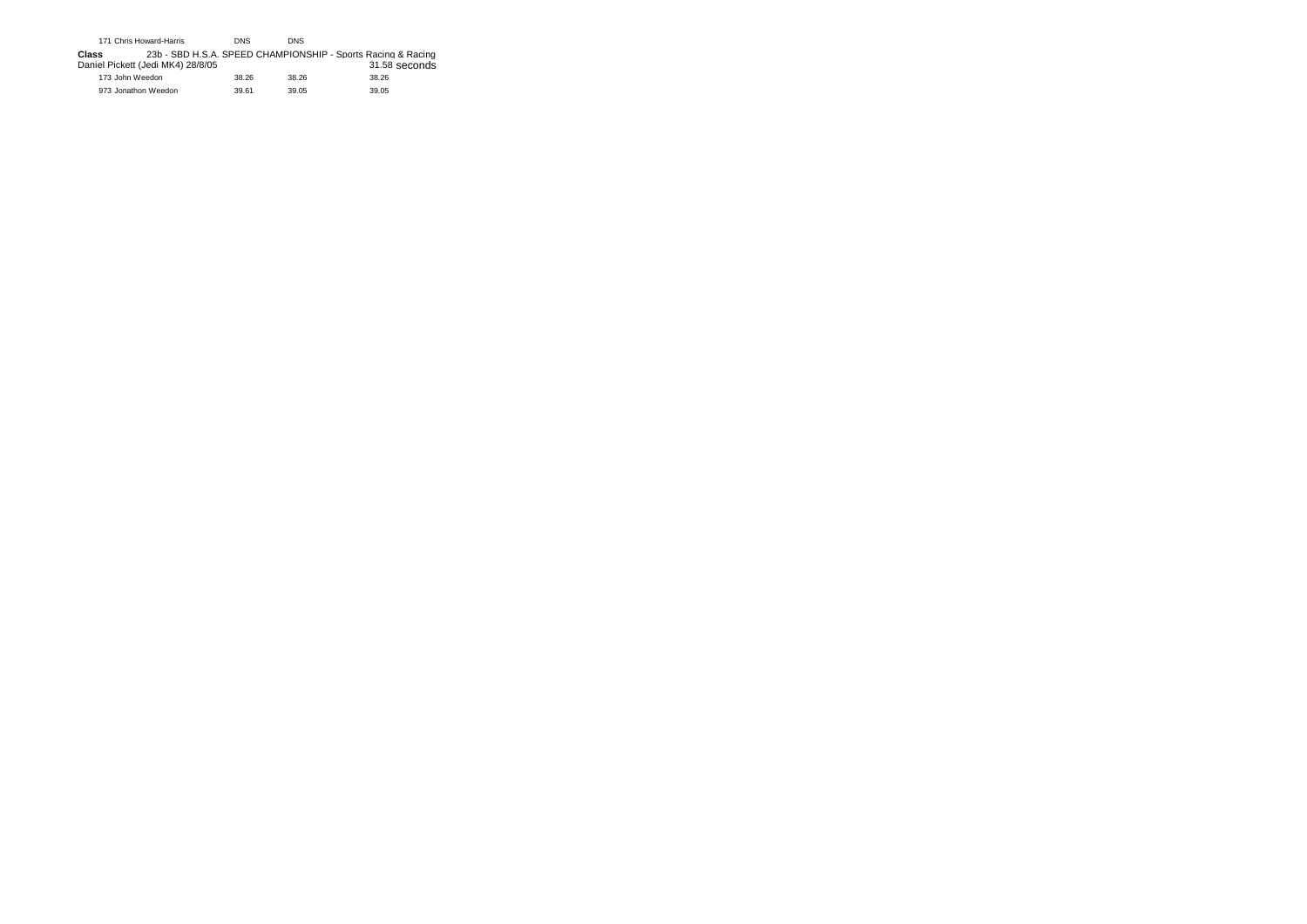| | | | |
|---|---|---|---|
| 171 Chris Howard-Harris | DNS | DNS | |

**Class** 23b - SBD H.S.A. SPEED CHAMPIONSHIP - Sports Racing & Racing

Daniel Pickett (Jedi MK4) 28/8/05 31.58 seconds

| | | | |
|---|---|---|---|
| 173 John Weedon | 38.26 | 38.26 | 38.26 |
| 973 Jonathon Weedon | 39.61 | 39.05 | 39.05 |